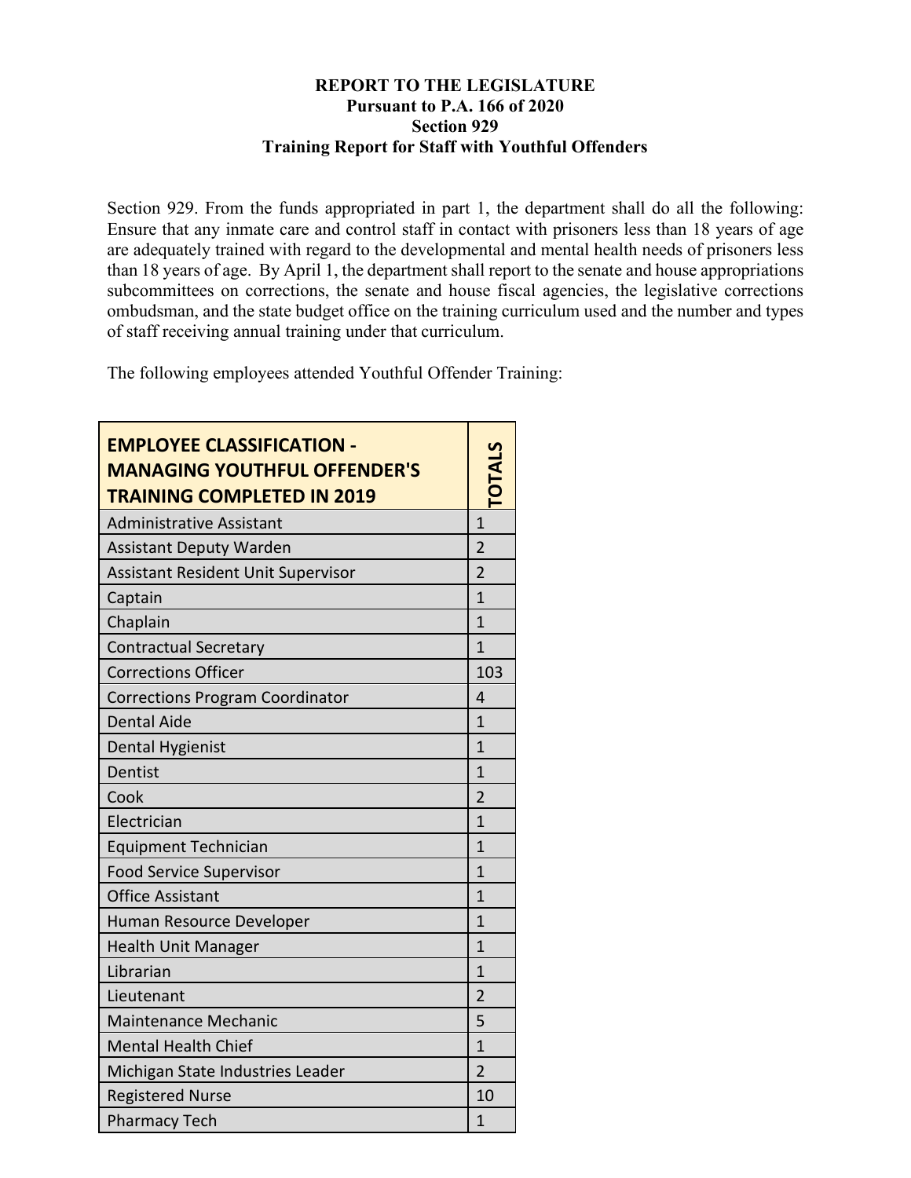**REPORT TO THE LEGISLATURE**
**Pursuant to P.A. 166 of 2020**
**Section 929**
**Training Report for Staff with Youthful Offenders**

Section 929. From the funds appropriated in part 1, the department shall do all the following: Ensure that any inmate care and control staff in contact with prisoners less than 18 years of age are adequately trained with regard to the developmental and mental health needs of prisoners less than 18 years of age. By April 1, the department shall report to the senate and house appropriations subcommittees on corrections, the senate and house fiscal agencies, the legislative corrections ombudsman, and the state budget office on the training curriculum used and the number and types of staff receiving annual training under that curriculum.

The following employees attended Youthful Offender Training:

| EMPLOYEE CLASSIFICATION - MANAGING YOUTHFUL OFFENDER'S TRAINING COMPLETED IN 2019 | TOTALS |
|---|---|
| Administrative Assistant | 1 |
| Assistant Deputy Warden | 2 |
| Assistant Resident Unit Supervisor | 2 |
| Captain | 1 |
| Chaplain | 1 |
| Contractual Secretary | 1 |
| Corrections Officer | 103 |
| Corrections Program Coordinator | 4 |
| Dental Aide | 1 |
| Dental Hygienist | 1 |
| Dentist | 1 |
| Cook | 2 |
| Electrician | 1 |
| Equipment Technician | 1 |
| Food Service Supervisor | 1 |
| Office Assistant | 1 |
| Human Resource Developer | 1 |
| Health Unit Manager | 1 |
| Librarian | 1 |
| Lieutenant | 2 |
| Maintenance Mechanic | 5 |
| Mental Health Chief | 1 |
| Michigan State Industries Leader | 2 |
| Registered Nurse | 10 |
| Pharmacy Tech | 1 |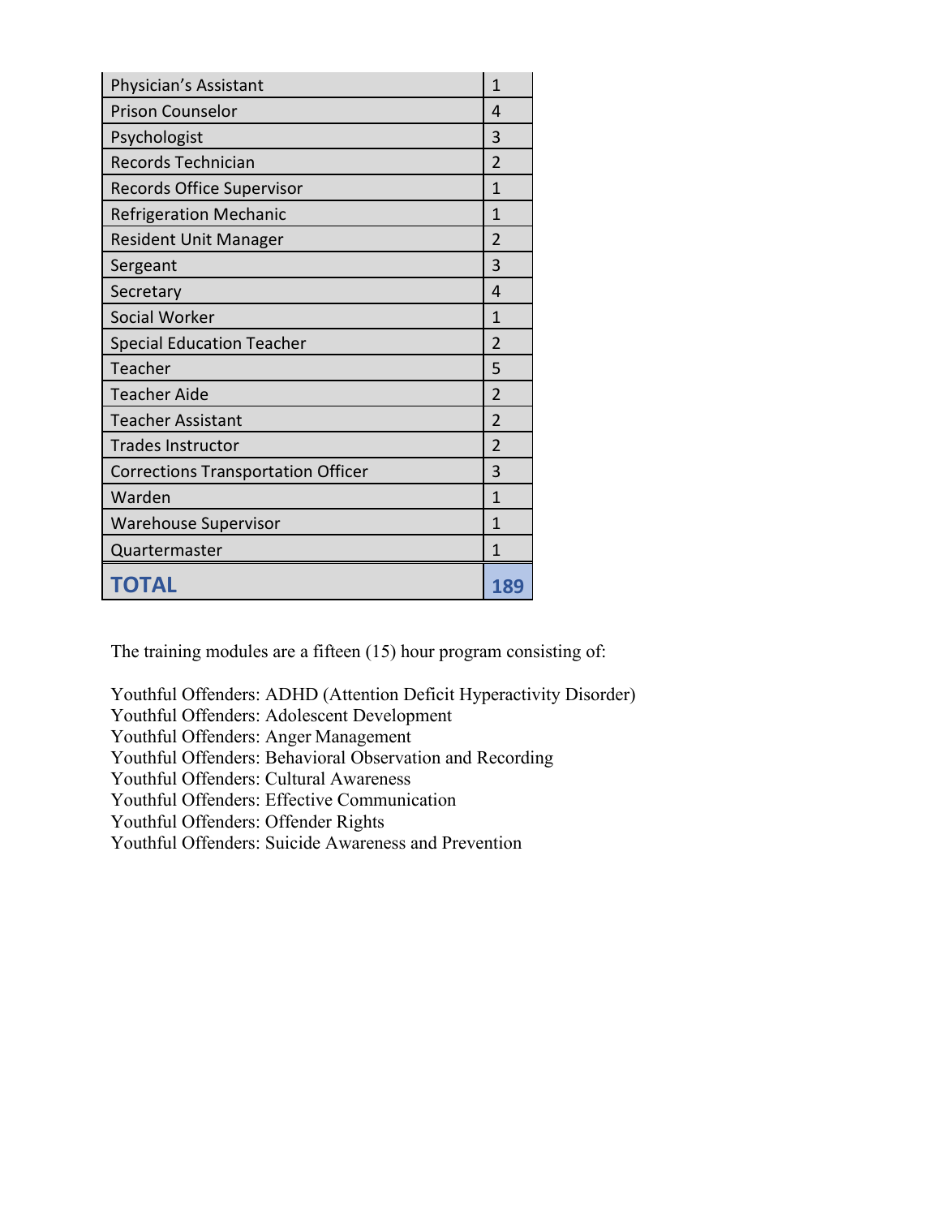| | |
|---|---|
| Physician's Assistant | 1 |
| Prison Counselor | 4 |
| Psychologist | 3 |
| Records Technician | 2 |
| Records Office Supervisor | 1 |
| Refrigeration Mechanic | 1 |
| Resident Unit Manager | 2 |
| Sergeant | 3 |
| Secretary | 4 |
| Social Worker | 1 |
| Special Education Teacher | 2 |
| Teacher | 5 |
| Teacher Aide | 2 |
| Teacher Assistant | 2 |
| Trades Instructor | 2 |
| Corrections Transportation Officer | 3 |
| Warden | 1 |
| Warehouse Supervisor | 1 |
| Quartermaster | 1 |
| **TOTAL** | **189** |

The training modules are a fifteen (15) hour program consisting of:

Youthful Offenders: ADHD (Attention Deficit Hyperactivity Disorder)
Youthful Offenders: Adolescent Development
Youthful Offenders: Anger Management
Youthful Offenders: Behavioral Observation and Recording
Youthful Offenders: Cultural Awareness
Youthful Offenders: Effective Communication
Youthful Offenders: Offender Rights
Youthful Offenders: Suicide Awareness and Prevention